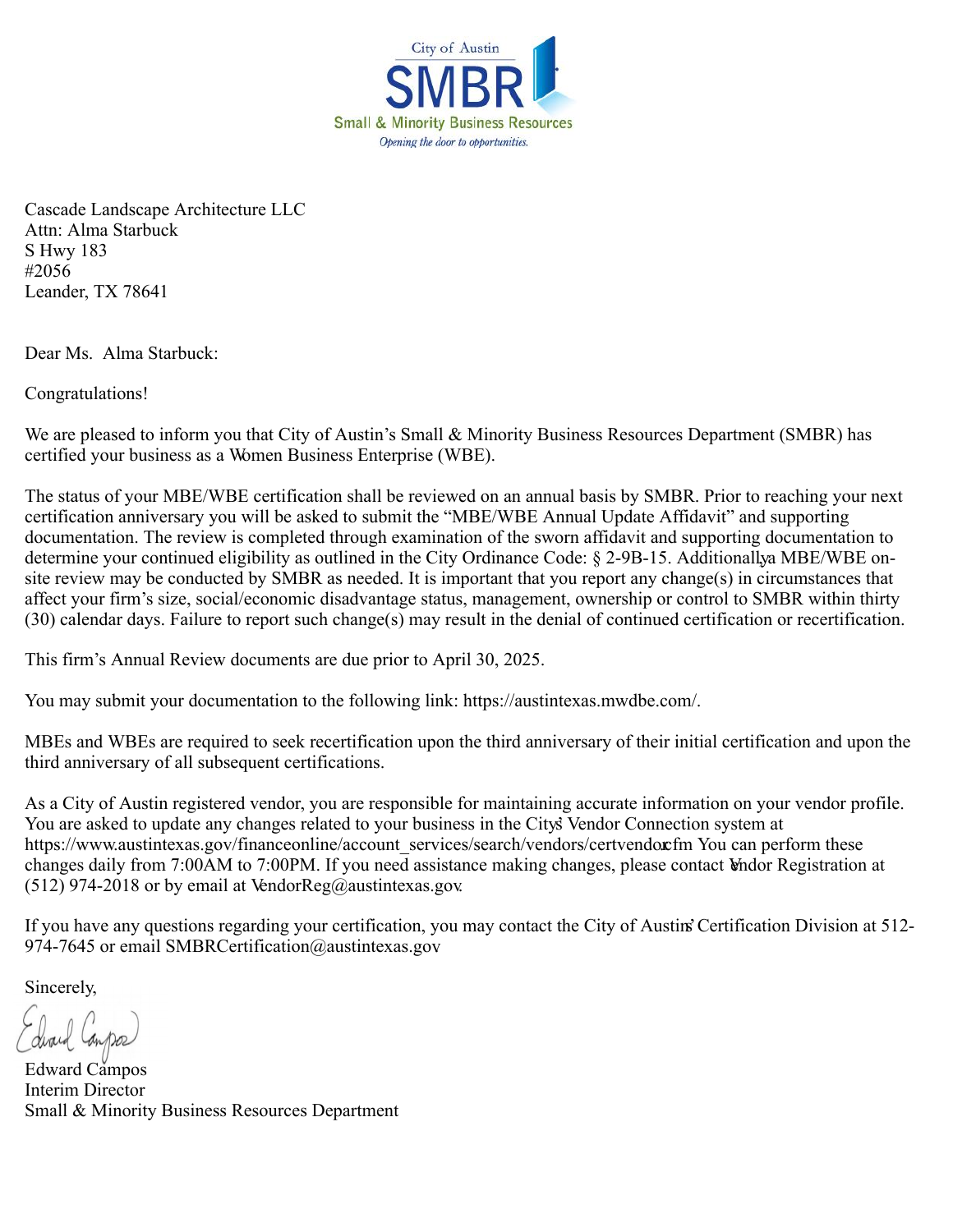City of Austin
SMBR
Small & Minority Business Resources
*Opening the door to opportunities.*

Cascade Landscape Architecture LLC
Attn: Alma Starbuck
S Hwy 183
#2056
Leander, TX 78641

Dear Ms. Alma Starbuck:

Congratulations!

We are pleased to inform you that City of Austin's Small & Minority Business Resources Department (SMBR) has certified your business as a Women Business Enterprise (WBE).

The status of your MBE/WBE certification shall be reviewed on an annual basis by SMBR. Prior to reaching your next certification anniversary you will be asked to submit the "MBE/WBE Annual Update Affidavit" and supporting documentation. The review is completed through examination of the sworn affidavit and supporting documentation to determine your continued eligibility as outlined in the City Ordinance Code: § 2-9B-15. Additionally, a MBE/WBE on-site review may be conducted by SMBR as needed. It is important that you report any change(s) in circumstances that affect your firm's size, social/economic disadvantage status, management, ownership or control to SMBR within thirty (30) calendar days. Failure to report such change(s) may result in the denial of continued certification or recertification.

This firm's Annual Review documents are due prior to April 30, 2025.

You may submit your documentation to the following link: https://austintexas.mwdbe.com/.

MBEs and WBEs are required to seek recertification upon the third anniversary of their initial certification and upon the third anniversary of all subsequent certifications.

As a City of Austin registered vendor, you are responsible for maintaining accurate information on your vendor profile. You are asked to update any changes related to your business in the City's Vendor Connection system at https://www.austintexas.gov/financeonline/account_services/search/vendors/certvendor.cfm You can perform these changes daily from 7:00AM to 7:00PM. If you need assistance making changes, please contact Vendor Registration at (512) 974-2018 or by email at VendorReg@austintexas.gov.

If you have any questions regarding your certification, you may contact the City of Austin's Certification Division at 512-974-7645 or email SMBRCertification@austintexas.gov

Sincerely,

Edward Campos
Interim Director
Small & Minority Business Resources Department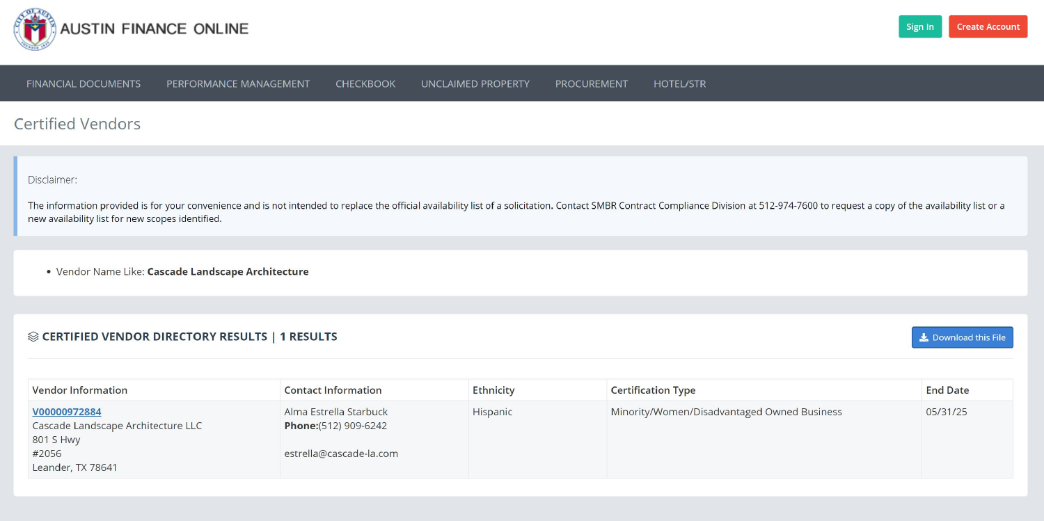AUSTIN FINANCE ONLINE

Sign In | Create Account

FINANCIAL DOCUMENTS | PERFORMANCE MANAGEMENT | CHECKBOOK | UNCLAIMED PROPERTY | PROCUREMENT | HOTEL/STR

# Certified Vendors

Disclaimer:

The information provided is for your convenience and is not intended to replace the official availability list of a solicitation. Contact SMBR Contract Compliance Division at 512-974-7600 to request a copy of the availability list or a new availability list for new scopes identified.

- Vendor Name Like: **Cascade Landscape Architecture**

## CERTIFIED VENDOR DIRECTORY RESULTS | 1 RESULTS

Download this File

| Vendor Information | Contact Information | Ethnicity | Certification Type | End Date |
| --- | --- | --- | --- | --- |
| V00000972884<br>Cascade Landscape Architecture LLC<br>801 S Hwy<br>#2056<br>Leander, TX 78641 | Alma Estrella Starbuck<br>**Phone:**(512) 909-6242<br><br>estrella@cascade-la.com | Hispanic | Minority/Women/Disadvantaged Owned Business | 05/31/25 |